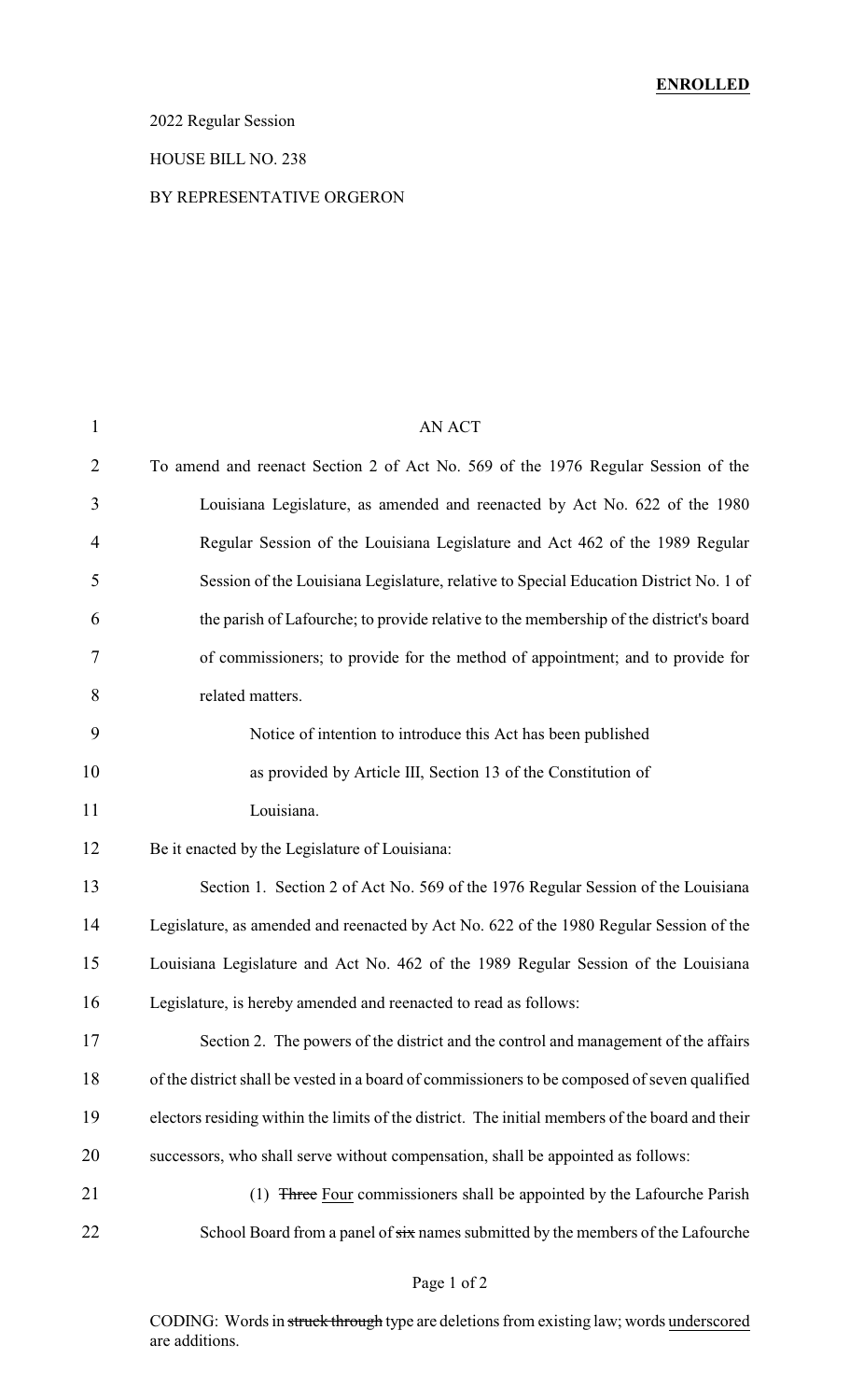**ENROLLED**

2022 Regular Session

HOUSE BILL NO. 238

BY REPRESENTATIVE ORGERON

AN ACT

To amend and reenact Section 2 of Act No. 569 of the 1976 Regular Session of the Louisiana Legislature, as amended and reenacted by Act No. 622 of the 1980 Regular Session of the Louisiana Legislature and Act 462 of the 1989 Regular Session of the Louisiana Legislature, relative to Special Education District No. 1 of the parish of Lafourche; to provide relative to the membership of the district's board of commissioners; to provide for the method of appointment; and to provide for related matters.

Notice of intention to introduce this Act has been published as provided by Article III, Section 13 of the Constitution of Louisiana.

Be it enacted by the Legislature of Louisiana:

Section 1. Section 2 of Act No. 569 of the 1976 Regular Session of the Louisiana Legislature, as amended and reenacted by Act No. 622 of the 1980 Regular Session of the Louisiana Legislature and Act No. 462 of the 1989 Regular Session of the Louisiana Legislature, is hereby amended and reenacted to read as follows:

Section 2. The powers of the district and the control and management of the affairs of the district shall be vested in a board of commissioners to be composed of seven qualified electors residing within the limits of the district. The initial members of the board and their successors, who shall serve without compensation, shall be appointed as follows:

(1) ~~Three~~ <u>Four</u> commissioners shall be appointed by the Lafourche Parish School Board from a panel of ~~six~~ names submitted by the members of the Lafourche

CODING: Words in ~~struck through~~ type are deletions from existing law; words <u>underscored</u> are additions.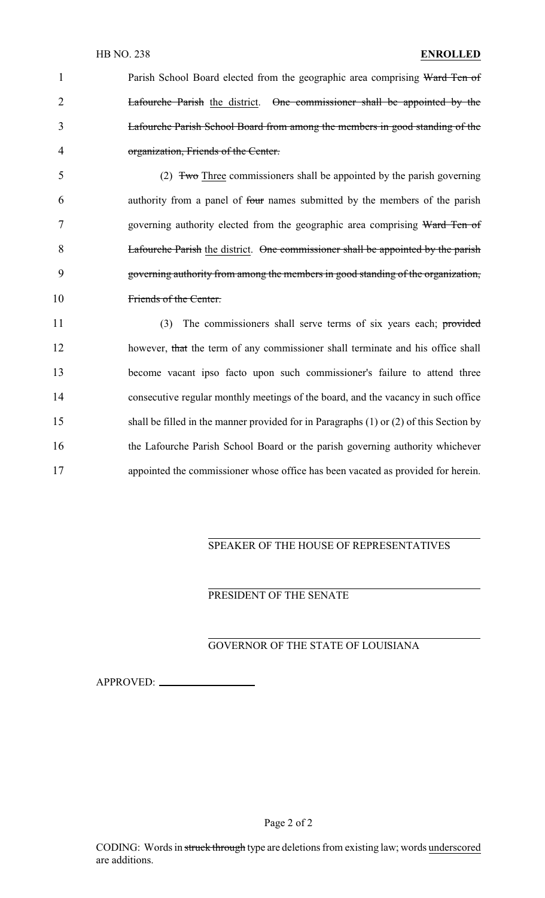Parish School Board elected from the geographic area comprising ~~Ward Ten of Lafourche Parish~~ the district. ~~One commissioner shall be appointed by the Lafourche Parish School Board from among the members in good standing of the organization, Friends of the Center.~~

(2) ~~Two~~ Three commissioners shall be appointed by the parish governing authority from a panel of ~~four~~ names submitted by the members of the parish governing authority elected from the geographic area comprising ~~Ward Ten of Lafourche Parish~~ the district. ~~One commissioner shall be appointed by the parish governing authority from among the members in good standing of the organization, Friends of the Center.~~

(3) The commissioners shall serve terms of six years each; ~~provided~~ however, ~~that~~ the term of any commissioner shall terminate and his office shall become vacant ipso facto upon such commissioner's failure to attend three consecutive regular monthly meetings of the board, and the vacancy in such office shall be filled in the manner provided for in Paragraphs (1) or (2) of this Section by the Lafourche Parish School Board or the parish governing authority whichever appointed the commissioner whose office has been vacated as provided for herein.

SPEAKER OF THE HOUSE OF REPRESENTATIVES

PRESIDENT OF THE SENATE

GOVERNOR OF THE STATE OF LOUISIANA

APPROVED: \_\_\_\_\_\_\_\_\_\_\_\_\_\_\_\_\_\_

CODING: Words in ~~struck through~~ type are deletions from existing law; words underscored are additions.